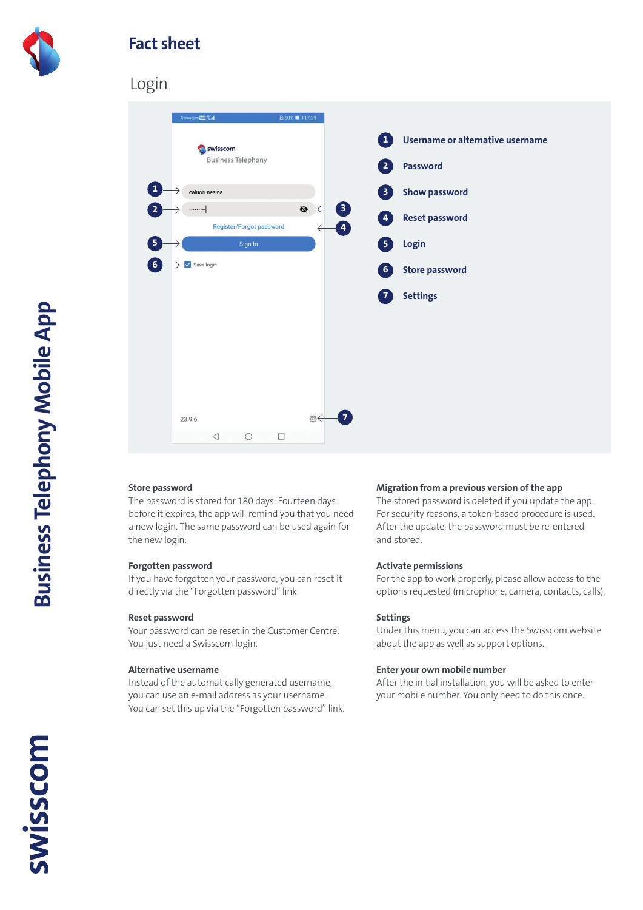# Fact sheet

## Login

1. Username or alternative username
2. Password
3. Show password
4. Reset password
5. Login
6. Store password
7. Settings

### Store password

The password is stored for 180 days. Fourteen days before it expires, the app will remind you that you need a new login. The same password can be used again for the new login.

### Forgotten password

If you have forgotten your password, you can reset it directly via the "Forgotten password" link.

### Reset password

Your password can be reset in the Customer Centre. You just need a Swisscom login.

### Alternative username

Instead of the automatically generated username, you can use an e-mail address as your username. You can set this up via the "Forgotten password" link.

### Migration from a previous version of the app

The stored password is deleted if you update the app. For security reasons, a token-based procedure is used. After the update, the password must be re-entered and stored.

### Activate permissions

For the app to work properly, please allow access to the options requested (microphone, camera, contacts, calls).

### Settings

Under this menu, you can access the Swisscom website about the app as well as support options.

### Enter your own mobile number

After the initial installation, you will be asked to enter your mobile number. You only need to do this once.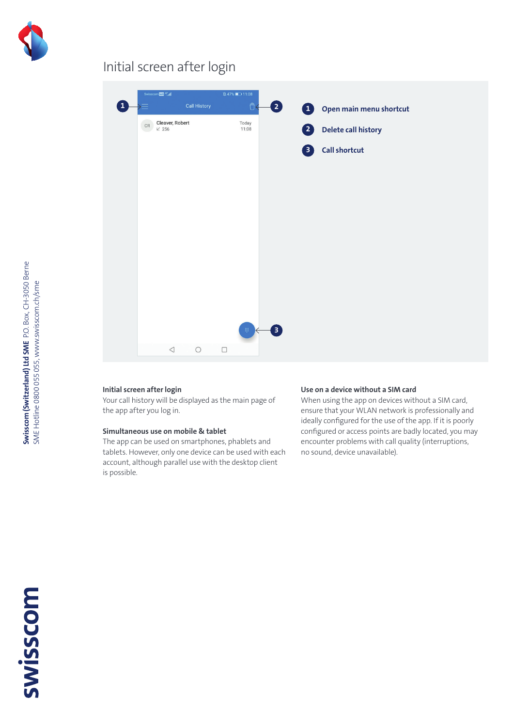# Initial screen after login

1. **Open main menu shortcut**
2. **Delete call history**
3. **Call shortcut**

### Initial screen after login

Your call history will be displayed as the main page of the app after you log in.

### Simultaneous use on mobile & tablet

The app can be used on smartphones, phablets and tablets. However, only one device can be used with each account, although parallel use with the desktop client is possible.

### Use on a device without a SIM card

When using the app on devices without a SIM card, ensure that your WLAN network is professionally and ideally configured for the use of the app. If it is poorly configured or access points are badly located, you may encounter problems with call quality (interruptions, no sound, device unavailable).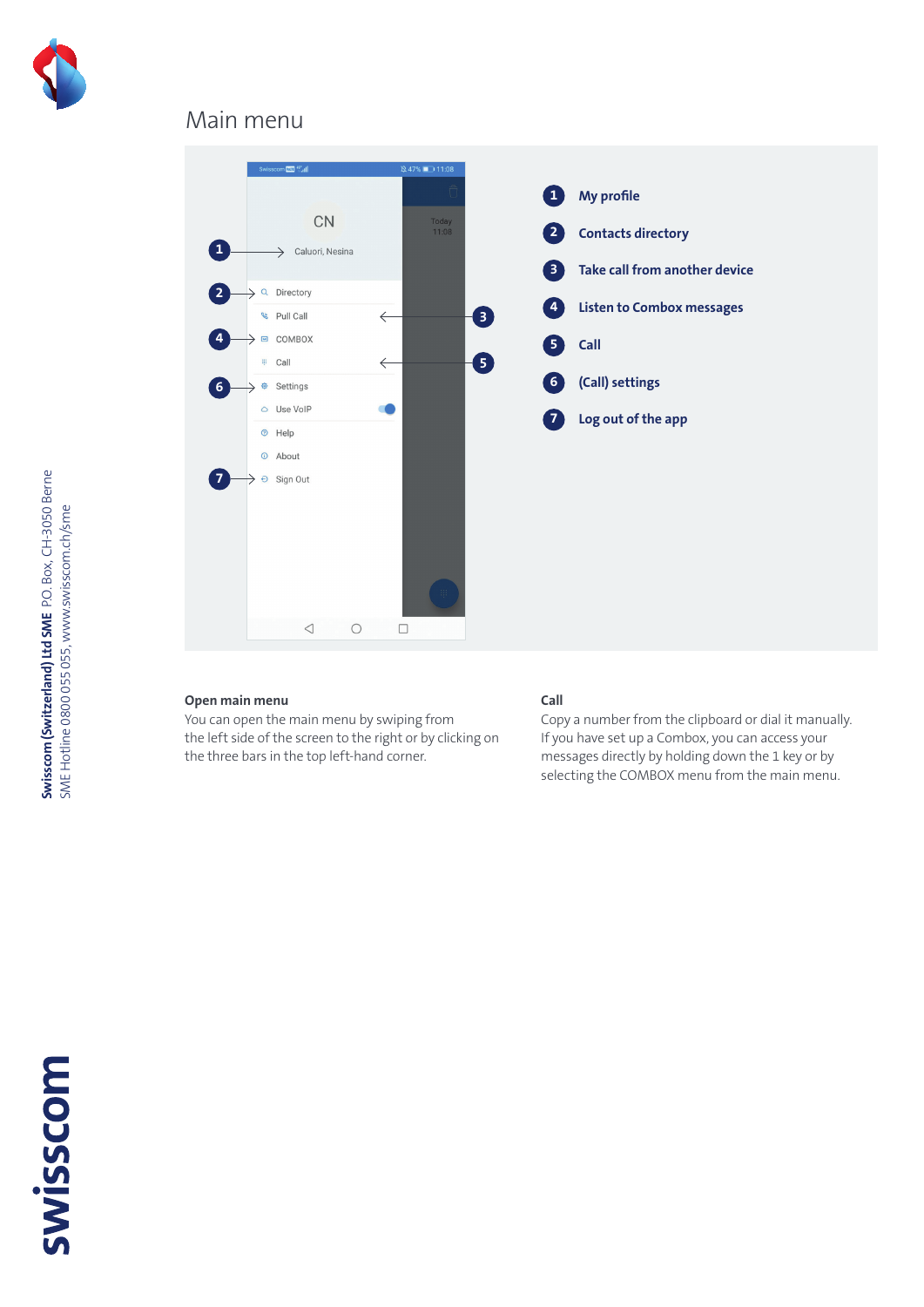# Main menu

1. My profile
2. Contacts directory
3. Take call from another device
4. Listen to Combox messages
5. Call
6. (Call) settings
7. Log out of the app

**Open main menu**
You can open the main menu by swiping from the left side of the screen to the right or by clicking on the three bars in the top left-hand corner.

**Call**
Copy a number from the clipboard or dial it manually. If you have set up a Combox, you can access your messages directly by holding down the 1 key or by selecting the COMBOX menu from the main menu.

**Swisscom (Switzerland) Ltd SME** P.O. Box, CH-3050 Berne
SME Hotline 0800 055 055, www.swisscom.ch/sme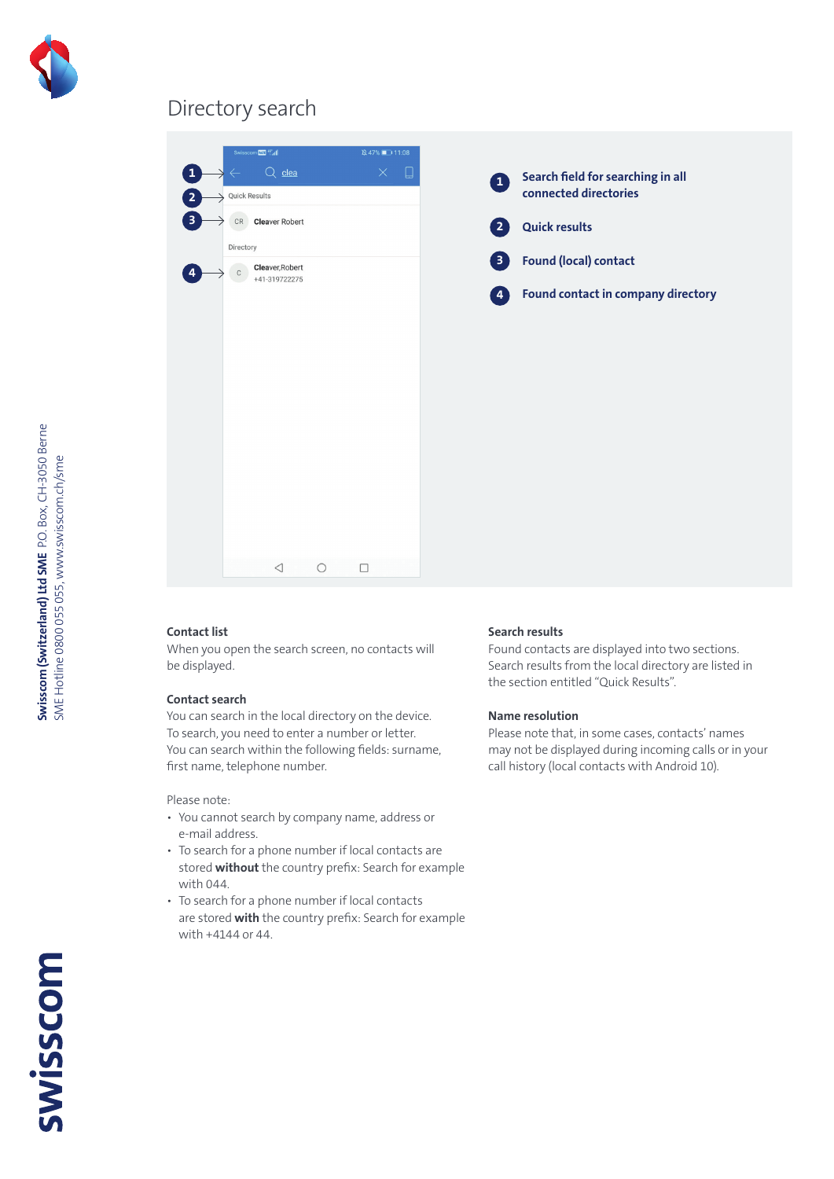# Directory search

1. Search field for searching in all connected directories
2. Quick results
3. Found (local) contact
4. Found contact in company directory

**Contact list**
When you open the search screen, no contacts will be displayed.

**Contact search**
You can search in the local directory on the device. To search, you need to enter a number or letter. You can search within the following fields: surname, first name, telephone number.

Please note:

- You cannot search by company name, address or e-mail address.
- To search for a phone number if local contacts are stored **without** the country prefix: Search for example with 044.
- To search for a phone number if local contacts are stored **with** the country prefix: Search for example with +4144 or 44.

**Search results**
Found contacts are displayed into two sections. Search results from the local directory are listed in the section entitled "Quick Results".

**Name resolution**
Please note that, in some cases, contacts' names may not be displayed during incoming calls or in your call history (local contacts with Android 10).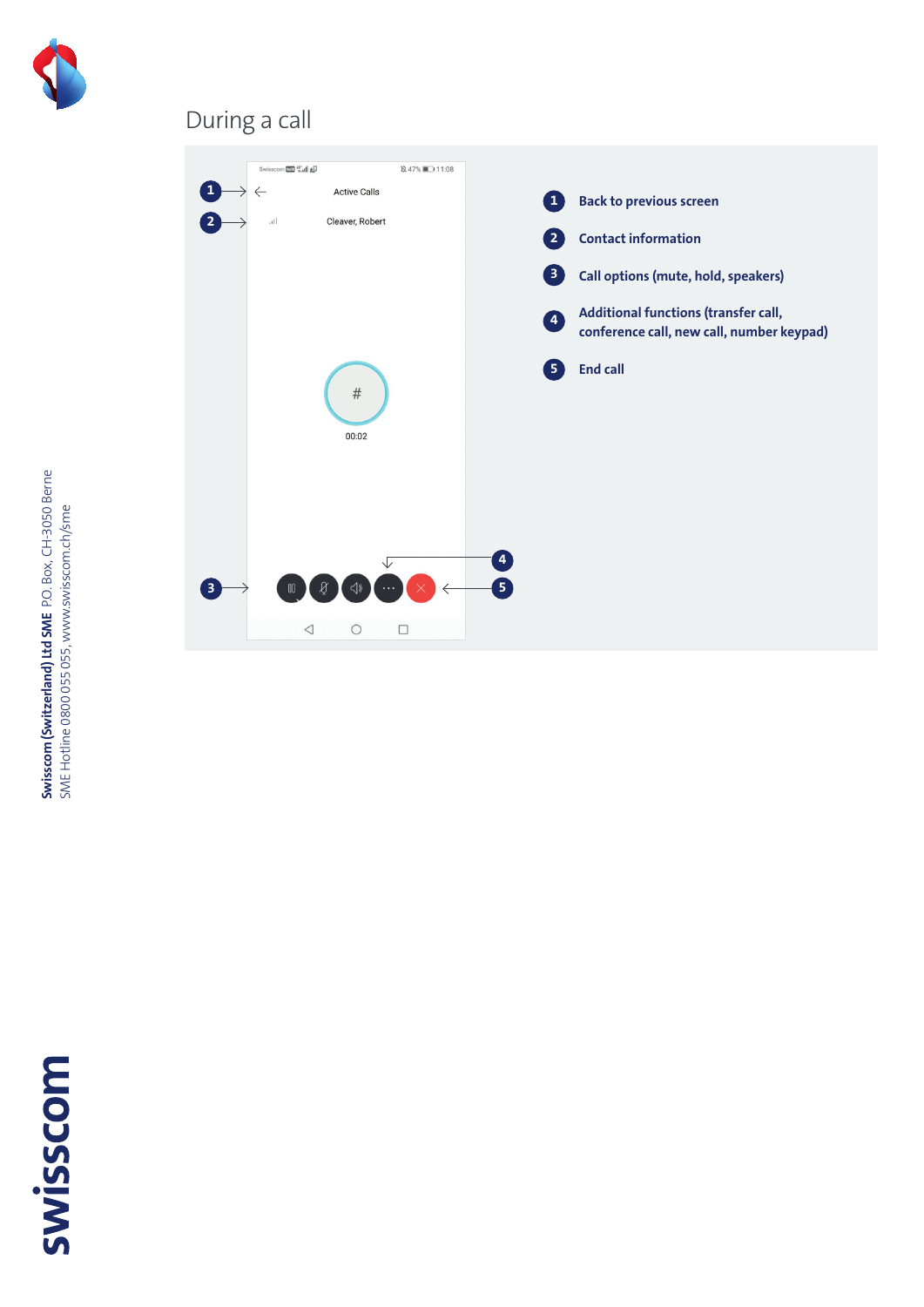# During a call

1. Back to previous screen
2. Contact information
3. Call options (mute, hold, speakers)
4. Additional functions (transfer call, conference call, new call, number keypad)
5. End call

**Swisscom (Switzerland) Ltd SME** P.O. Box, CH-3050 Berne
SME Hotline 0800 055 055, www.swisscom.ch/sme